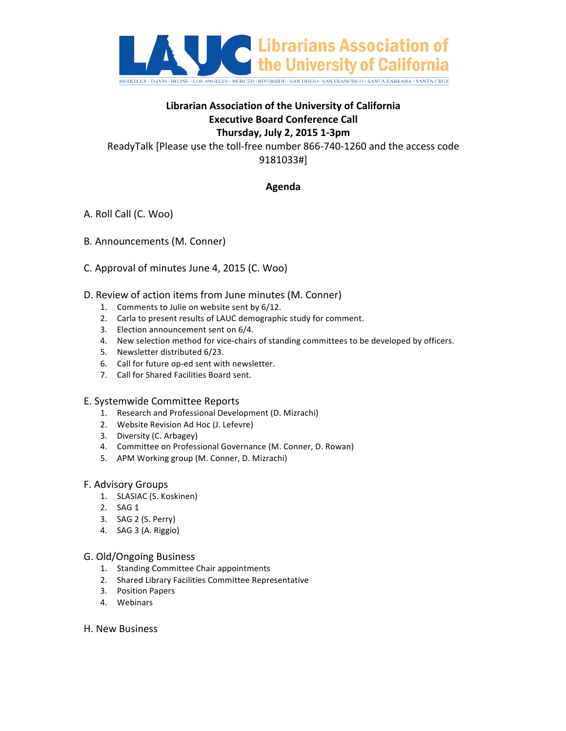LAUC Librarians Association of the University of California

BERKELEY · DAVIS · IRVINE · LOS ANGELES · MERCED · RIVERSIDE · SAN DIEGO · SAN FRANCISCO · SANTA BARBARA · SANTA CRUZ

**Librarian Association of the University of California**
**Executive Board Conference Call**
**Thursday, July 2, 2015 1-3pm**

ReadyTalk [Please use the toll-free number 866-740-1260 and the access code 9181033#]

## Agenda

A. Roll Call (C. Woo)

B. Announcements (M. Conner)

C. Approval of minutes June 4, 2015 (C. Woo)

D. Review of action items from June minutes (M. Conner)

1. Comments to Julie on website sent by 6/12.
2. Carla to present results of LAUC demographic study for comment.
3. Election announcement sent on 6/4.
4. New selection method for vice-chairs of standing committees to be developed by officers.
5. Newsletter distributed 6/23.
6. Call for future op-ed sent with newsletter.
7. Call for Shared Facilities Board sent.

E. Systemwide Committee Reports

1. Research and Professional Development (D. Mizrachi)
2. Website Revision Ad Hoc (J. Lefevre)
3. Diversity (C. Arbagey)
4. Committee on Professional Governance (M. Conner, D. Rowan)
5. APM Working group (M. Conner, D. Mizrachi)

F. Advisory Groups

1. SLASIAC (S. Koskinen)
2. SAG 1
3. SAG 2 (S. Perry)
4. SAG 3 (A. Riggio)

G. Old/Ongoing Business

1. Standing Committee Chair appointments
2. Shared Library Facilities Committee Representative
3. Position Papers
4. Webinars

H. New Business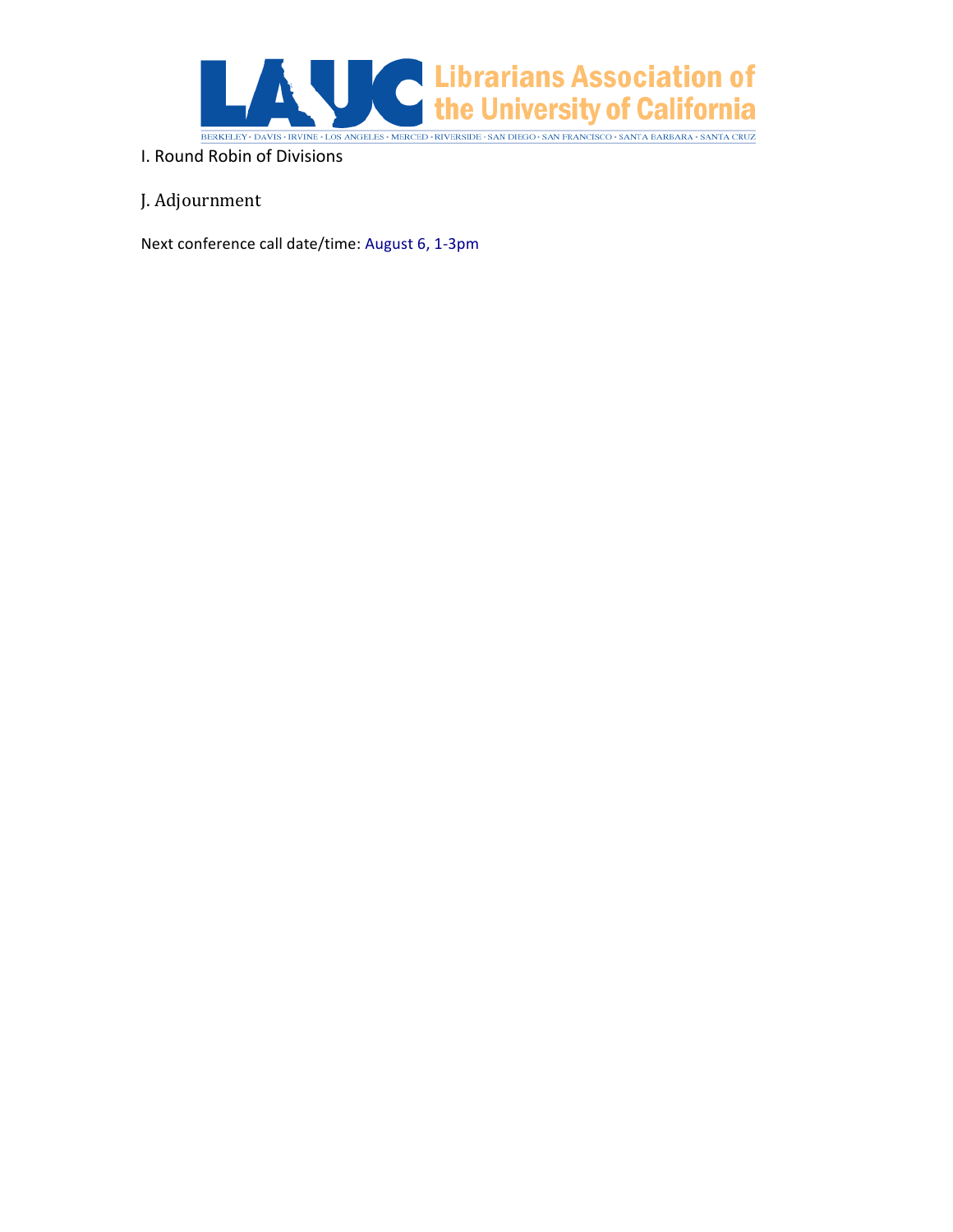I. Round Robin of Divisions

J. Adjournment

Next conference call date/time: August 6, 1-3pm